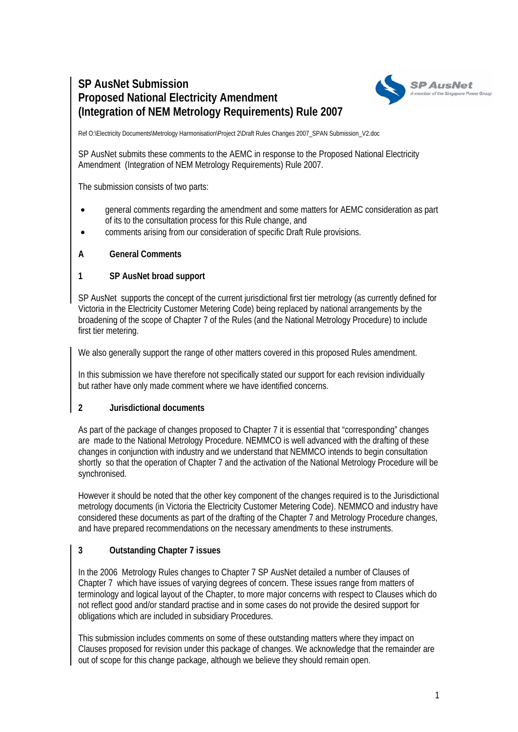# SP AusNet Submission
# Proposed National Electricity Amendment
# (Integration of NEM Metrology Requirements) Rule 2007

Ref O:\Electricity Documents\Metrology Harmonisation\Project 2\Draft Rules Changes 2007_SPAN Submission_V2.doc

SP AusNet submits these comments to the AEMC in response to the Proposed National Electricity Amendment (Integration of NEM Metrology Requirements) Rule 2007.

The submission consists of two parts:

- general comments regarding the amendment and some matters for AEMC consideration as part of its to the consultation process for this Rule change, and
- comments arising from our consideration of specific Draft Rule provisions.

## A General Comments

### 1 SP AusNet broad support

SP AusNet supports the concept of the current jurisdictional first tier metrology (as currently defined for Victoria in the Electricity Customer Metering Code) being replaced by national arrangements by the broadening of the scope of Chapter 7 of the Rules (and the National Metrology Procedure) to include first tier metering.

We also generally support the range of other matters covered in this proposed Rules amendment.

In this submission we have therefore not specifically stated our support for each revision individually but rather have only made comment where we have identified concerns.

### 2 Jurisdictional documents

As part of the package of changes proposed to Chapter 7 it is essential that "corresponding" changes are made to the National Metrology Procedure. NEMMCO is well advanced with the drafting of these changes in conjunction with industry and we understand that NEMMCO intends to begin consultation shortly so that the operation of Chapter 7 and the activation of the National Metrology Procedure will be synchronised.

However it should be noted that the other key component of the changes required is to the Jurisdictional metrology documents (in Victoria the Electricity Customer Metering Code). NEMMCO and industry have considered these documents as part of the drafting of the Chapter 7 and Metrology Procedure changes, and have prepared recommendations on the necessary amendments to these instruments.

### 3 Outstanding Chapter 7 issues

In the 2006 Metrology Rules changes to Chapter 7 SP AusNet detailed a number of Clauses of Chapter 7 which have issues of varying degrees of concern. These issues range from matters of terminology and logical layout of the Chapter, to more major concerns with respect to Clauses which do not reflect good and/or standard practise and in some cases do not provide the desired support for obligations which are included in subsidiary Procedures.

This submission includes comments on some of these outstanding matters where they impact on Clauses proposed for revision under this package of changes. We acknowledge that the remainder are out of scope for this change package, although we believe they should remain open.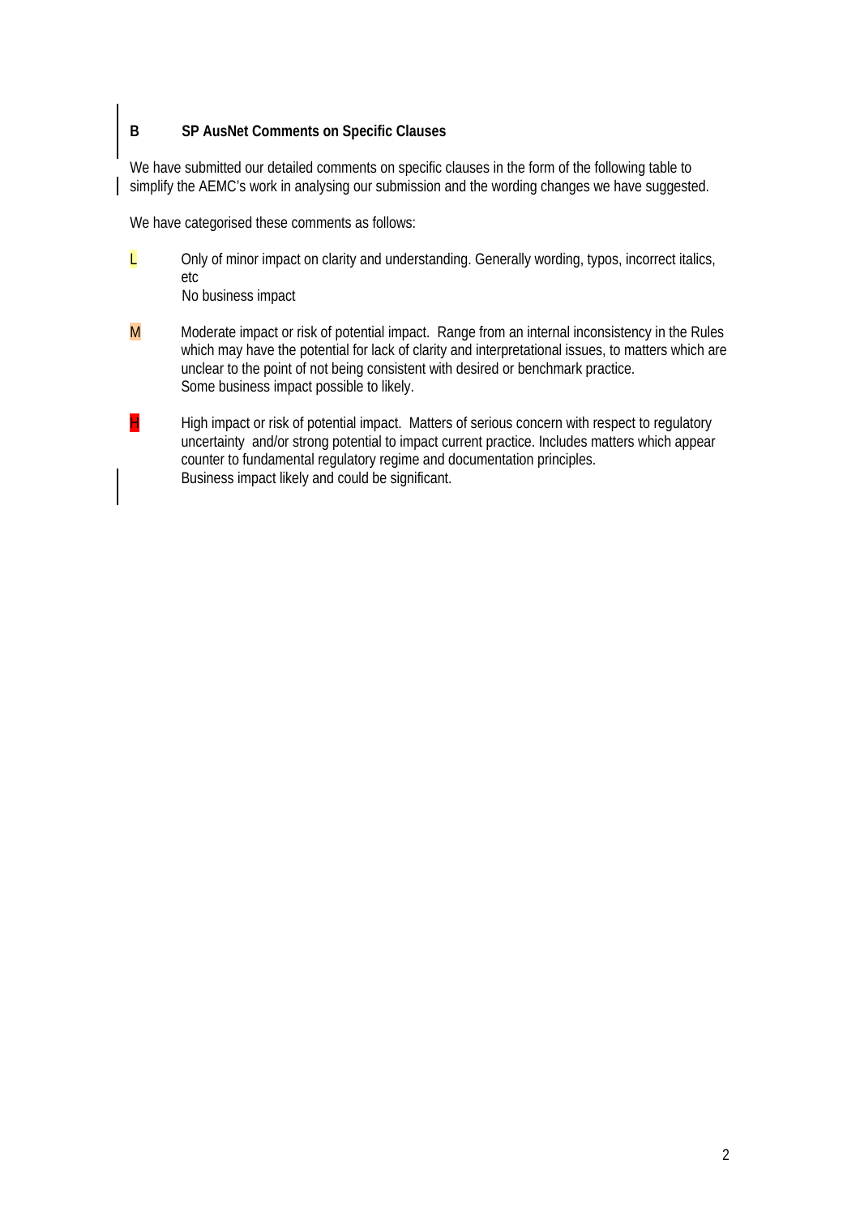## B SP AusNet Comments on Specific Clauses

We have submitted our detailed comments on specific clauses in the form of the following table to simplify the AEMC's work in analysing our submission and the wording changes we have suggested.

We have categorised these comments as follows:

- **L** Only of minor impact on clarity and understanding. Generally wording, typos, incorrect italics, etc
  No business impact

- **M** Moderate impact or risk of potential impact. Range from an internal inconsistency in the Rules which may have the potential for lack of clarity and interpretational issues, to matters which are unclear to the point of not being consistent with desired or benchmark practice.
  Some business impact possible to likely.

- **H** High impact or risk of potential impact. Matters of serious concern with respect to regulatory uncertainty and/or strong potential to impact current practice. Includes matters which appear counter to fundamental regulatory regime and documentation principles.
  Business impact likely and could be significant.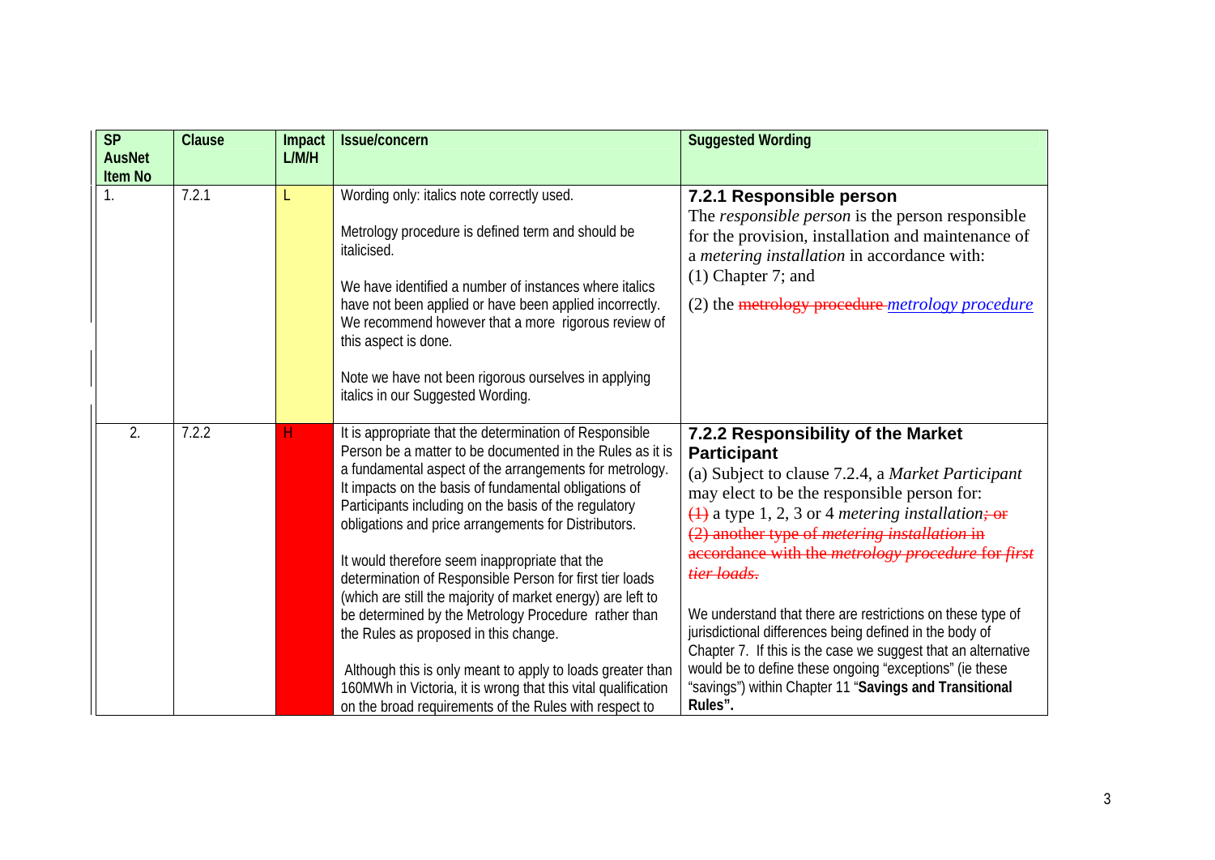| SP AusNet Item No | Clause | Impact L/M/H | Issue/concern | Suggested Wording |
|---|---|---|---|---|
| 1. | 7.2.1 | L | Wording only: italics note correctly used.<br><br>Metrology procedure is defined term and should be italicised.<br><br>We have identified a number of instances where italics have not been applied or have been applied incorrectly. We recommend however that a more rigorous review of this aspect is done.<br><br>Note we have not been rigorous ourselves in applying italics in our Suggested Wording. | **7.2.1 Responsible person**<br>The *responsible person* is the person responsible for the provision, installation and maintenance of a *metering installation* in accordance with:<br>(1) Chapter 7; and<br>(2) the ~~metrology procedure~~ *metrology procedure* |
| 2. | 7.2.2 | H | It is appropriate that the determination of Responsible Person be a matter to be documented in the Rules as it is a fundamental aspect of the arrangements for metrology. It impacts on the basis of fundamental obligations of Participants including on the basis of the regulatory obligations and price arrangements for Distributors.<br><br>It would therefore seem inappropriate that the determination of Responsible Person for first tier loads (which are still the majority of market energy) are left to be determined by the Metrology Procedure rather than the Rules as proposed in this change.<br><br>Although this is only meant to apply to loads greater than 160MWh in Victoria, it is wrong that this vital qualification on the broad requirements of the Rules with respect to | **7.2.2 Responsibility of the Market Participant**<br>(a) Subject to clause 7.2.4, a *Market Participant* may elect to be the responsible person for:<br>~~(1)~~ a type 1, 2, 3 or 4 *metering installation*~~; or~~<br>~~(2) another type of *metering installation* in accordance with the *metrology procedure* for *first tier loads*.~~<br><br>We understand that there are restrictions on these type of jurisdictional differences being defined in the body of Chapter 7. If this is the case we suggest that an alternative would be to define these ongoing "exceptions" (ie these "savings") within Chapter 11 "**Savings and Transitional Rules".** |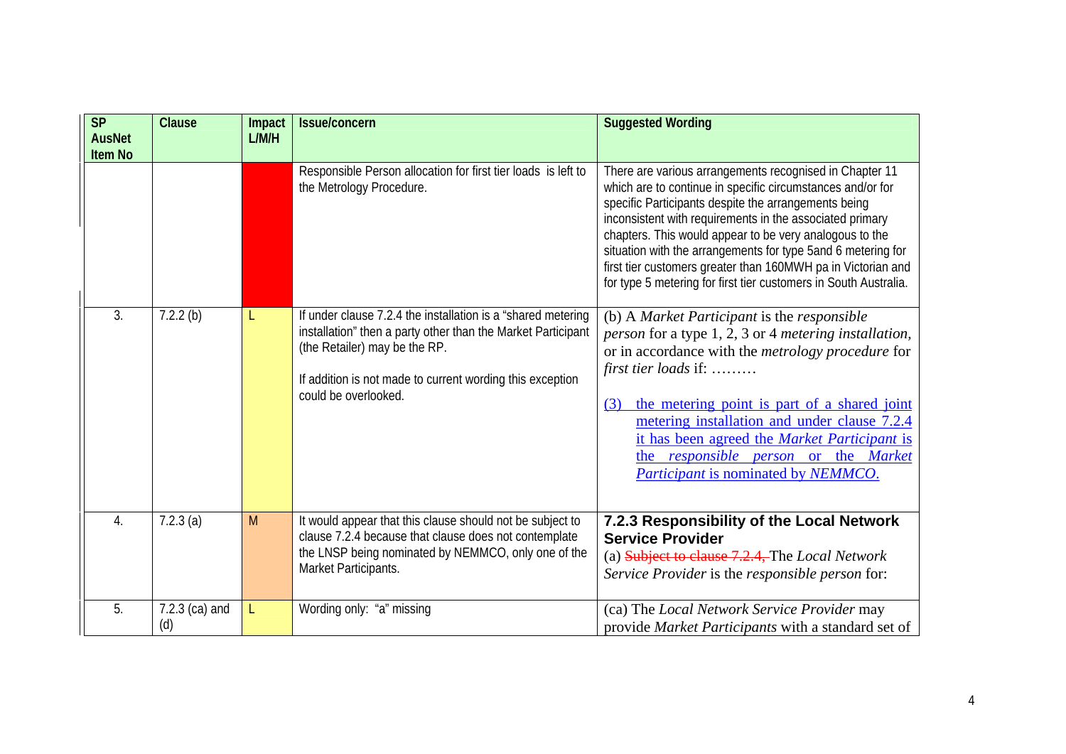| SP AusNet Item No | Clause | Impact L/M/H | Issue/concern | Suggested Wording |
|---|---|---|---|---|
| | | | Responsible Person allocation for first tier loads is left to the Metrology Procedure. | There are various arrangements recognised in Chapter 11 which are to continue in specific circumstances and/or for specific Participants despite the arrangements being inconsistent with requirements in the associated primary chapters. This would appear to be very analogous to the situation with the arrangements for type 5and 6 metering for first tier customers greater than 160MWH pa in Victorian and for type 5 metering for first tier customers in South Australia. |
| 3. | 7.2.2 (b) | L | If under clause 7.2.4 the installation is a "shared metering installation" then a party other than the Market Participant (the Retailer) may be the RP.<br><br>If addition is not made to current wording this exception could be overlooked. | (b) A *Market Participant* is the *responsible person* for a type 1, 2, 3 or 4 *metering installation*, or in accordance with the *metrology procedure* for *first tier loads* if: ………<br><br>(3) the metering point is part of a shared joint metering installation and under clause 7.2.4 it has been agreed the *Market Participant* is the *responsible person* or the *Market Participant* is nominated by *NEMMCO*. |
| 4. | 7.2.3 (a) | M | It would appear that this clause should not be subject to clause 7.2.4 because that clause does not contemplate the LNSP being nominated by NEMMCO, only one of the Market Participants. | **7.2.3 Responsibility of the Local Network Service Provider**<br>(a) ~~Subject to clause 7.2.4,~~ The *Local Network Service Provider* is the *responsible person* for: |
| 5. | 7.2.3 (ca) and (d) | L | Wording only: "a" missing | (ca) The *Local Network Service Provider* may provide *Market Participants* with a standard set of |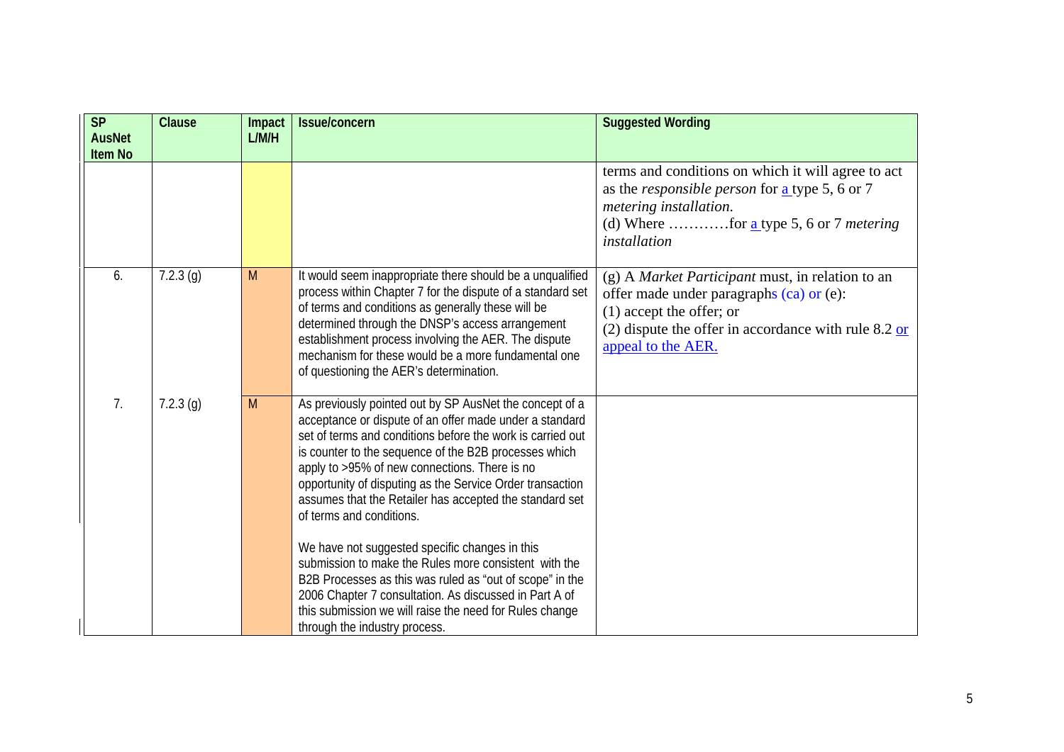| SP AusNet Item No | Clause | Impact L/M/H | Issue/concern | Suggested Wording |
|---|---|---|---|---|
| | | | | terms and conditions on which it will agree to act as the *responsible person* for a type 5, 6 or 7 *metering installation*.<br>(d) Where …………for a type 5, 6 or 7 *metering installation* |
| 6. | 7.2.3 (g) | M | It would seem inappropriate there should be a unqualified process within Chapter 7 for the dispute of a standard set of terms and conditions as generally these will be determined through the DNSP's access arrangement establishment process involving the AER. The dispute mechanism for these would be a more fundamental one of questioning the AER's determination. | (g) A *Market Participant* must, in relation to an offer made under paragraphs (ca) or (e):<br>(1) accept the offer; or<br>(2) dispute the offer in accordance with rule 8.2 or appeal to the AER. |
| 7. | 7.2.3 (g) | M | As previously pointed out by SP AusNet the concept of a acceptance or dispute of an offer made under a standard set of terms and conditions before the work is carried out is counter to the sequence of the B2B processes which apply to >95% of new connections. There is no opportunity of disputing as the Service Order transaction assumes that the Retailer has accepted the standard set of terms and conditions.<br><br>We have not suggested specific changes in this submission to make the Rules more consistent with the B2B Processes as this was ruled as "out of scope" in the 2006 Chapter 7 consultation. As discussed in Part A of this submission we will raise the need for Rules change through the industry process. | |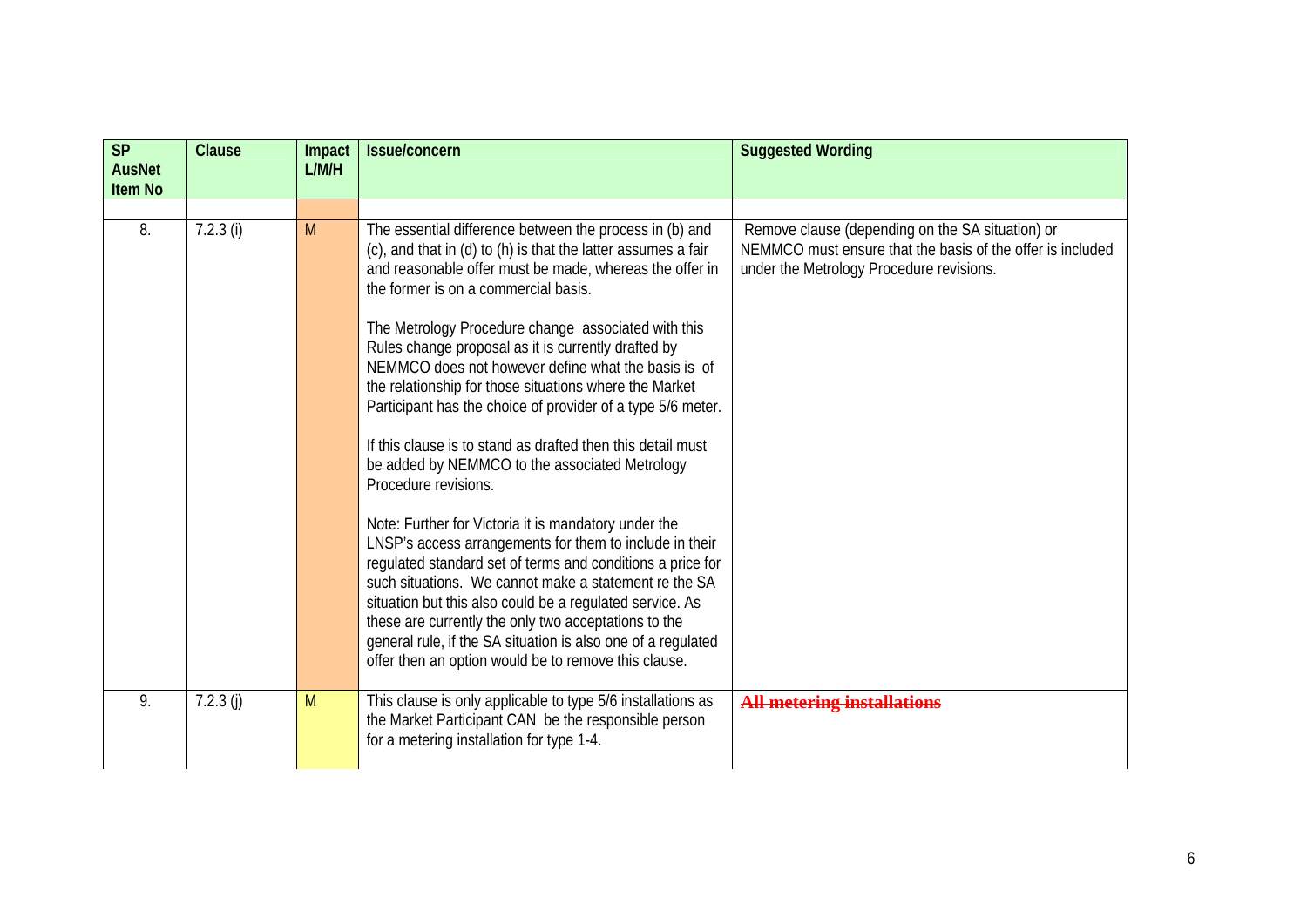| SP AusNet Item No | Clause | Impact L/M/H | Issue/concern | Suggested Wording |
|---|---|---|---|---|
| | | | | |
| 8. | 7.2.3 (i) | M | The essential difference between the process in (b) and (c), and that in (d) to (h) is that the latter assumes a fair and reasonable offer must be made, whereas the offer in the former is on a commercial basis.<br><br>The Metrology Procedure change associated with this Rules change proposal as it is currently drafted by NEMMCO does not however define what the basis is of the relationship for those situations where the Market Participant has the choice of provider of a type 5/6 meter.<br><br>If this clause is to stand as drafted then this detail must be added by NEMMCO to the associated Metrology Procedure revisions.<br><br>Note: Further for Victoria it is mandatory under the LNSP's access arrangements for them to include in their regulated standard set of terms and conditions a price for such situations. We cannot make a statement re the SA situation but this also could be a regulated service. As these are currently the only two acceptations to the general rule, if the SA situation is also one of a regulated offer then an option would be to remove this clause. | Remove clause (depending on the SA situation) or NEMMCO must ensure that the basis of the offer is included under the Metrology Procedure revisions. |
| 9. | 7.2.3 (j) | M | This clause is only applicable to type 5/6 installations as the Market Participant CAN be the responsible person for a metering installation for type 1-4. | ~~**All metering installations**~~ |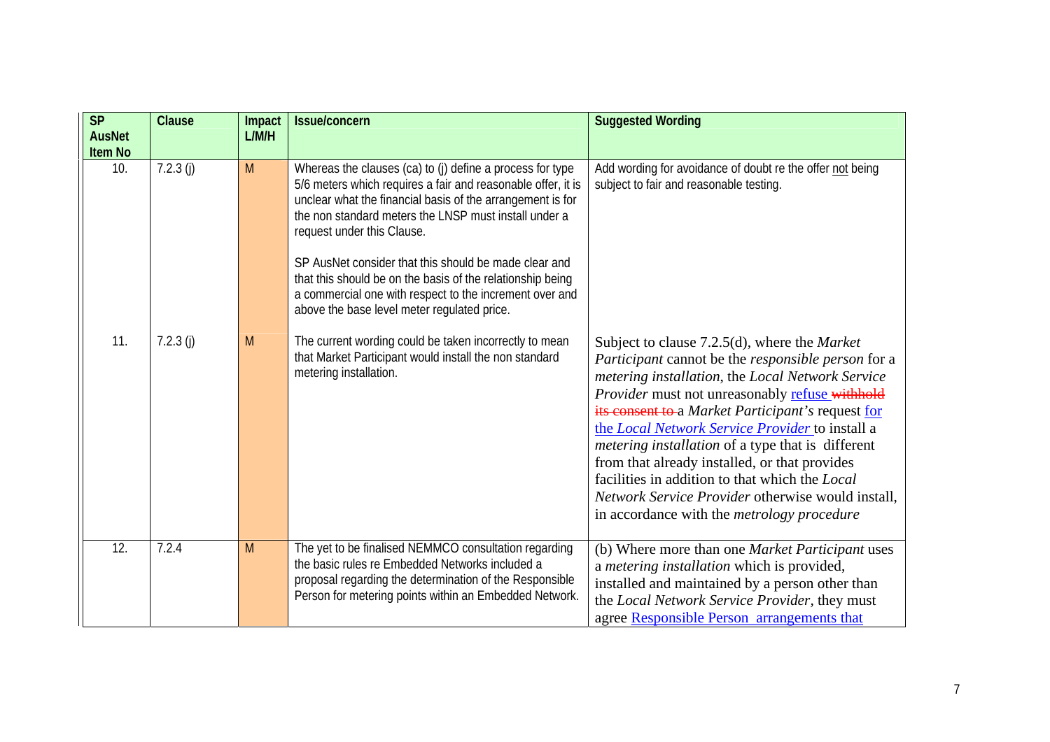| SP AusNet Item No | Clause | Impact L/M/H | Issue/concern | Suggested Wording |
|---|---|---|---|---|
| 10. | 7.2.3 (j) | M | Whereas the clauses (ca) to (j) define a process for type 5/6 meters which requires a fair and reasonable offer, it is unclear what the financial basis of the arrangement is for the non standard meters the LNSP must install under a request under this Clause.<br><br>SP AusNet consider that this should be made clear and that this should be on the basis of the relationship being a commercial one with respect to the increment over and above the base level meter regulated price. | Add wording for avoidance of doubt re the offer not being subject to fair and reasonable testing. |
| 11. | 7.2.3 (j) | M | The current wording could be taken incorrectly to mean that Market Participant would install the non standard metering installation. | Subject to clause 7.2.5(d), where the *Market Participant* cannot be the *responsible person* for a *metering installation*, the *Local Network Service Provider* must not unreasonably refuse ~~withhold its consent to~~ a *Market Participant's* request for the *Local Network Service Provider* to install a *metering installation* of a type that is different from that already installed, or that provides facilities in addition to that which the *Local Network Service Provider* otherwise would install, in accordance with the *metrology procedure* |
| 12. | 7.2.4 | M | The yet to be finalised NEMMCO consultation regarding the basic rules re Embedded Networks included a proposal regarding the determination of the Responsible Person for metering points within an Embedded Network. | (b) Where more than one *Market Participant* uses a *metering installation* which is provided, installed and maintained by a person other than the *Local Network Service Provider*, they must agree Responsible Person arrangements that |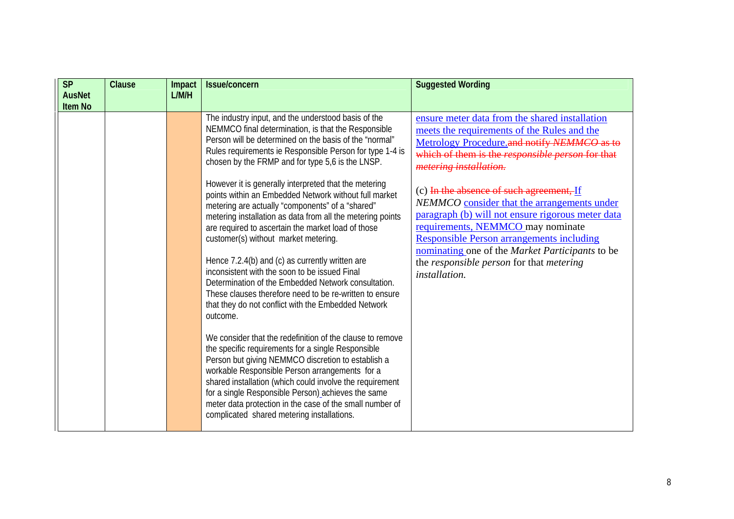| SP AusNet Item No | Clause | Impact L/M/H | Issue/concern | Suggested Wording |
|---|---|---|---|---|
| | | | The industry input, and the understood basis of the NEMMCO final determination, is that the Responsible Person will be determined on the basis of the "normal" Rules requirements ie Responsible Person for type 1-4 is chosen by the FRMP and for type 5,6 is the LNSP.<br><br>However it is generally interpreted that the metering points within an Embedded Network without full market metering are actually "components" of a "shared" metering installation as data from all the metering points are required to ascertain the market load of those customer(s) without market metering.<br><br>Hence 7.2.4(b) and (c) as currently written are inconsistent with the soon to be issued Final Determination of the Embedded Network consultation. These clauses therefore need to be re-written to ensure that they do not conflict with the Embedded Network outcome.<br><br>We consider that the redefinition of the clause to remove the specific requirements for a single Responsible Person but giving NEMMCO discretion to establish a workable Responsible Person arrangements for a shared installation (which could involve the requirement for a single Responsible Person) achieves the same meter data protection in the case of the small number of complicated shared metering installations. | ensure meter data from the shared installation meets the requirements of the Rules and the Metrology Procedure.~~and notify *NEMMCO* as to which of them is the *responsible person* for that *metering installation*.~~<br><br>(c) ~~In the absence of such agreement,~~ If *NEMMCO* consider that the arrangements under paragraph (b) will not ensure rigorous meter data requirements, NEMMCO may nominate Responsible Person arrangements including nominating one of the *Market Participants* to be the *responsible person* for that *metering installation*. |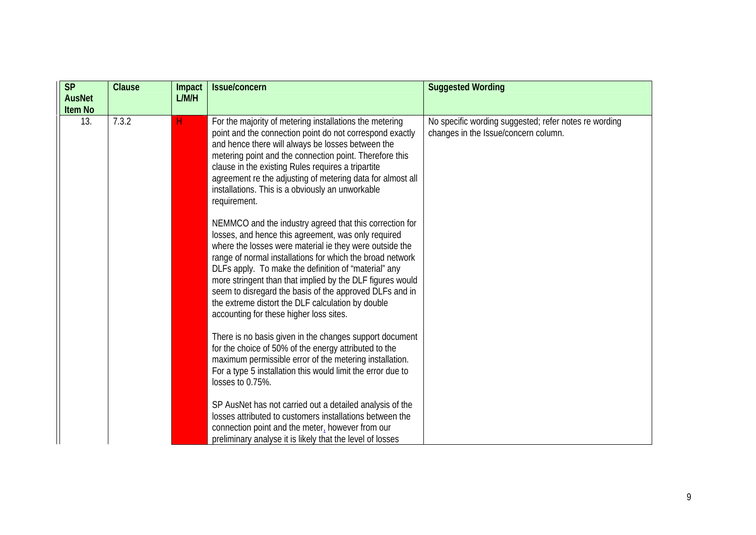| SP AusNet Item No | Clause | Impact L/M/H | Issue/concern | Suggested Wording |
|---|---|---|---|---|
| 13. | 7.3.2 | H | For the majority of metering installations the metering point and the connection point do not correspond exactly and hence there will always be losses between the metering point and the connection point. Therefore this clause in the existing Rules requires a tripartite agreement re the adjusting of metering data for almost all installations. This is a obviously an unworkable requirement.<br><br>NEMMCO and the industry agreed that this correction for losses, and hence this agreement, was only required where the losses were material ie they were outside the range of normal installations for which the broad network DLFs apply. To make the definition of "material" any more stringent than that implied by the DLF figures would seem to disregard the basis of the approved DLFs and in the extreme distort the DLF calculation by double accounting for these higher loss sites.<br><br>There is no basis given in the changes support document for the choice of 50% of the energy attributed to the maximum permissible error of the metering installation. For a type 5 installation this would limit the error due to losses to 0.75%.<br><br>SP AusNet has not carried out a detailed analysis of the losses attributed to customers installations between the connection point and the meter, however from our preliminary analyse it is likely that the level of losses | No specific wording suggested; refer notes re wording changes in the Issue/concern column. |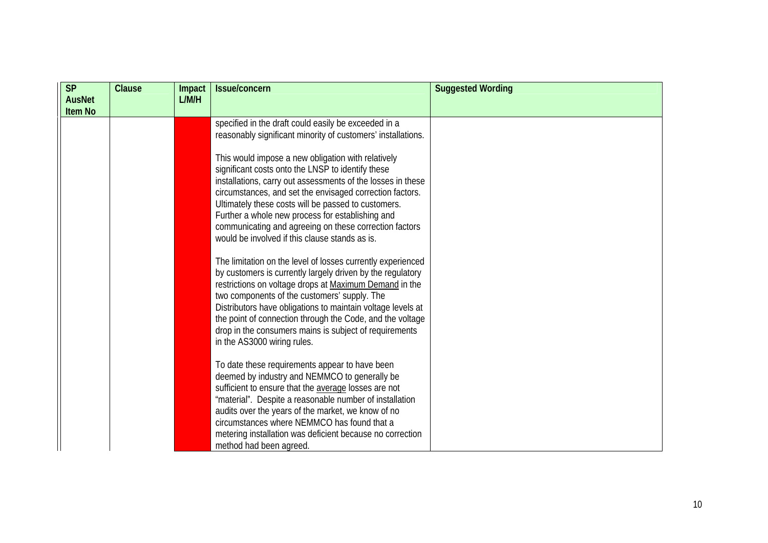| SP AusNet Item No | Clause | Impact L/M/H | Issue/concern | Suggested Wording |
|---|---|---|---|---|
| | | | specified in the draft could easily be exceeded in a reasonably significant minority of customers' installations.<br><br>This would impose a new obligation with relatively significant costs onto the LNSP to identify these installations, carry out assessments of the losses in these circumstances, and set the envisaged correction factors. Ultimately these costs will be passed to customers. Further a whole new process for establishing and communicating and agreeing on these correction factors would be involved if this clause stands as is.<br><br>The limitation on the level of losses currently experienced by customers is currently largely driven by the regulatory restrictions on voltage drops at Maximum Demand in the two components of the customers' supply. The Distributors have obligations to maintain voltage levels at the point of connection through the Code, and the voltage drop in the consumers mains is subject of requirements in the AS3000 wiring rules.<br><br>To date these requirements appear to have been deemed by industry and NEMMCO to generally be sufficient to ensure that the average losses are not "material". Despite a reasonable number of installation audits over the years of the market, we know of no circumstances where NEMMCO has found that a metering installation was deficient because no correction method had been agreed. | |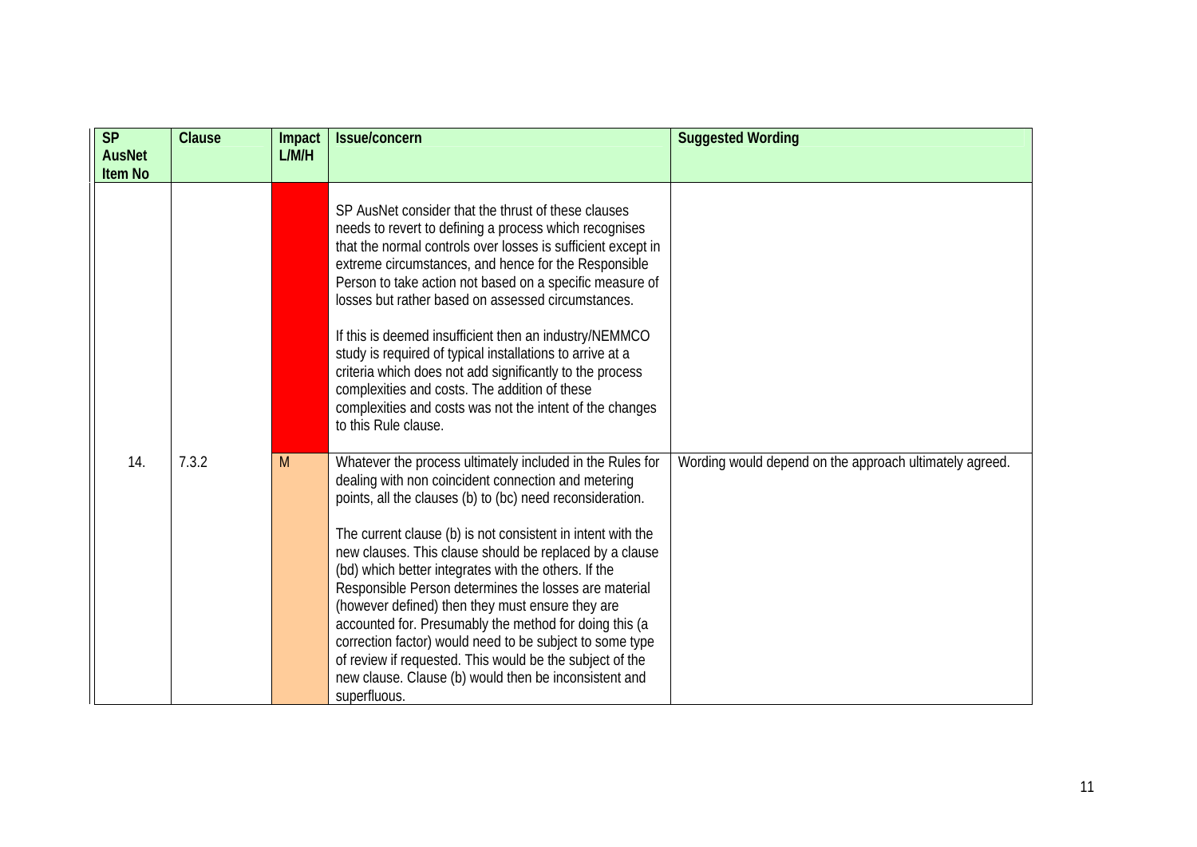| SP AusNet Item No | Clause | Impact L/M/H | Issue/concern | Suggested Wording |
|---|---|---|---|---|
| | | | SP AusNet consider that the thrust of these clauses needs to revert to defining a process which recognises that the normal controls over losses is sufficient except in extreme circumstances, and hence for the Responsible Person to take action not based on a specific measure of losses but rather based on assessed circumstances.<br><br>If this is deemed insufficient then an industry/NEMMCO study is required of typical installations to arrive at a criteria which does not add significantly to the process complexities and costs. The addition of these complexities and costs was not the intent of the changes to this Rule clause. | |
| 14. | 7.3.2 | M | Whatever the process ultimately included in the Rules for dealing with non coincident connection and metering points, all the clauses (b) to (bc) need reconsideration.<br><br>The current clause (b) is not consistent in intent with the new clauses. This clause should be replaced by a clause (bd) which better integrates with the others. If the Responsible Person determines the losses are material (however defined) then they must ensure they are accounted for. Presumably the method for doing this (a correction factor) would need to be subject to some type of review if requested. This would be the subject of the new clause. Clause (b) would then be inconsistent and superfluous. | Wording would depend on the approach ultimately agreed. |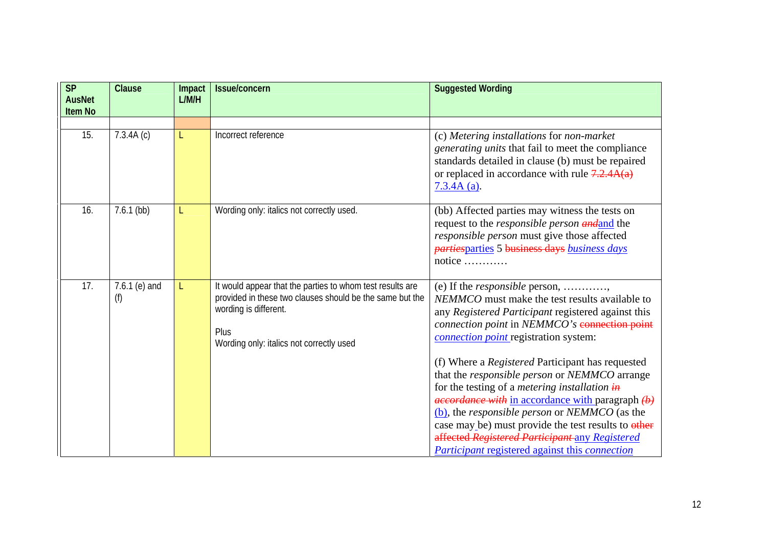| SP AusNet Item No | Clause | Impact L/M/H | Issue/concern | Suggested Wording |
|---|---|---|---|---|
| | | | | |
| 15. | 7.3.4A (c) | L | Incorrect reference | (c) *Metering installations* for *non-market generating units* that fail to meet the compliance standards detailed in clause (b) must be repaired or replaced in accordance with rule ~~7.2.4A(a)~~ 7.3.4A (a). |
| 16. | 7.6.1 (bb) | L | Wording only: italics not correctly used. | (bb) Affected parties may witness the tests on request to the *responsible person* ~~*and*~~and the *responsible person* must give those affected ~~*parties*~~parties 5 ~~business days~~ *business days* notice ………… |
| 17. | 7.6.1 (e) and (f) | L | It would appear that the parties to whom test results are provided in these two clauses should be the same but the wording is different.<br><br>Plus<br>Wording only: italics not correctly used | (e) If the *responsible* person, …………, *NEMMCO* must make the test results available to any *Registered Participant* registered against this *connection point* in *NEMMCO's* ~~connection point~~ *connection point* registration system:<br><br>(f) Where a *Registered* Participant has requested that the *responsible person* or *NEMMCO* arrange for the testing of a *metering installation* ~~*in accordance with*~~ in accordance with paragraph ~~*(b)*~~ (b), the *responsible person* or *NEMMCO* (as the case may be) must provide the test results to ~~other affected *Registered Participant*~~ any *Registered Participant* registered against this *connection* |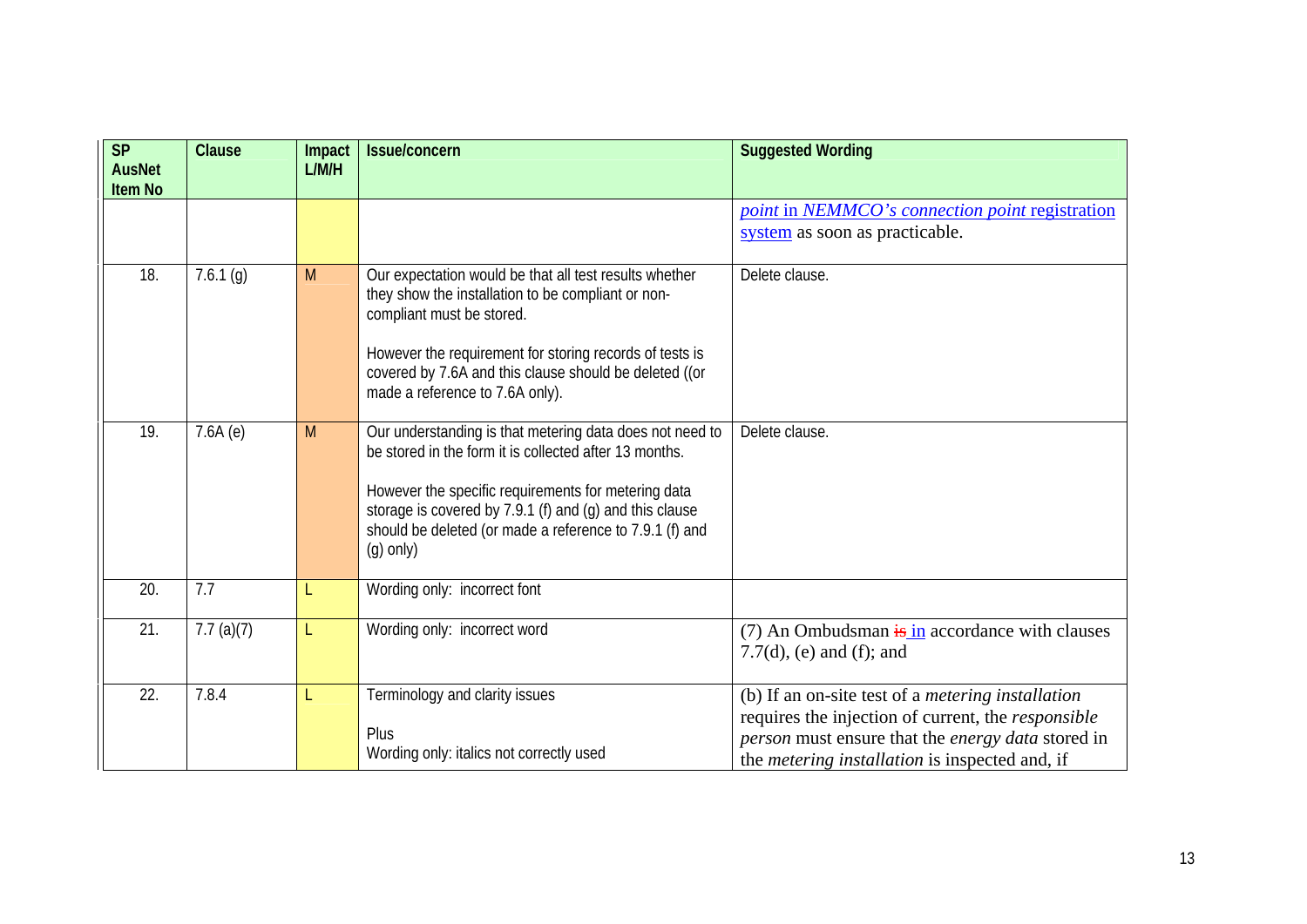| SP AusNet Item No | Clause | Impact L/M/H | Issue/concern | Suggested Wording |
|---|---|---|---|---|
| | | | | *point* in *NEMMCO's connection point* registration system as soon as practicable. |
| 18. | 7.6.1 (g) | M | Our expectation would be that all test results whether they show the installation to be compliant or non-compliant must be stored.<br><br>However the requirement for storing records of tests is covered by 7.6A and this clause should be deleted ((or made a reference to 7.6A only). | Delete clause. |
| 19. | 7.6A (e) | M | Our understanding is that metering data does not need to be stored in the form it is collected after 13 months.<br><br>However the specific requirements for metering data storage is covered by 7.9.1 (f) and (g) and this clause should be deleted (or made a reference to 7.9.1 (f) and (g) only) | Delete clause. |
| 20. | 7.7 | L | Wording only: incorrect font | |
| 21. | 7.7 (a)(7) | L | Wording only: incorrect word | (7) An Ombudsman ~~is~~ in accordance with clauses 7.7(d), (e) and (f); and |
| 22. | 7.8.4 | L | Terminology and clarity issues<br><br>Plus<br>Wording only: italics not correctly used | (b) If an on-site test of a *metering installation* requires the injection of current, the *responsible person* must ensure that the *energy data* stored in the *metering installation* is inspected and, if |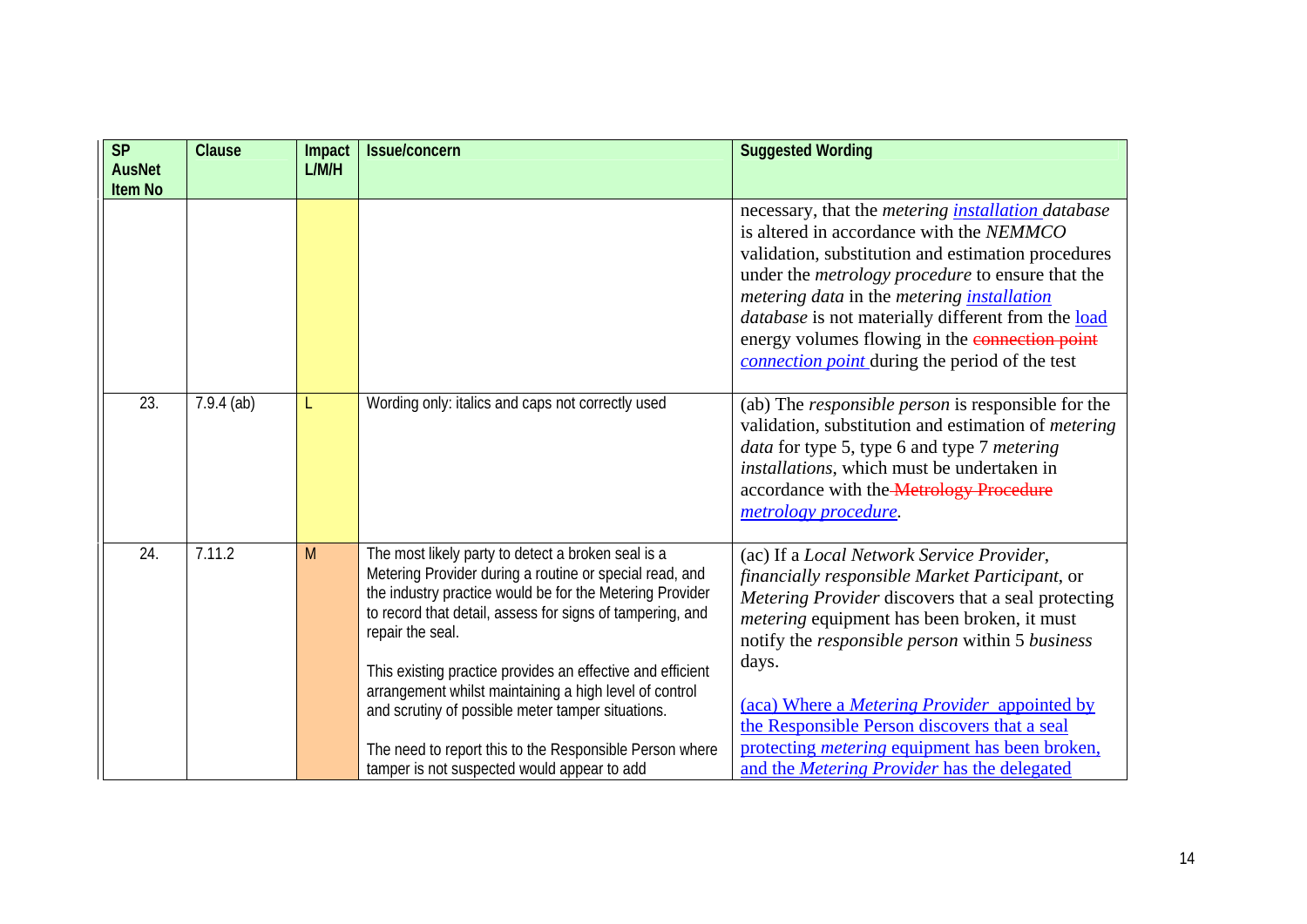| SP AusNet Item No | Clause | Impact L/M/H | Issue/concern | Suggested Wording |
|---|---|---|---|---|
| | | | | necessary, that the *metering* *installation* *database* is altered in accordance with the *NEMMCO* validation, substitution and estimation procedures under the *metrology procedure* to ensure that the *metering data* in the *metering* *installation* *database* is not materially different from the load energy volumes flowing in the ~~connection point~~ *connection point* during the period of the test |
| 23. | 7.9.4 (ab) | L | Wording only: italics and caps not correctly used | (ab) The *responsible person* is responsible for the validation, substitution and estimation of *metering data* for type 5, type 6 and type 7 *metering installations*, which must be undertaken in accordance with the ~~Metrology Procedure~~ *metrology procedure*. |
| 24. | 7.11.2 | M | The most likely party to detect a broken seal is a Metering Provider during a routine or special read, and the industry practice would be for the Metering Provider to record that detail, assess for signs of tampering, and repair the seal.<br><br>This existing practice provides an effective and efficient arrangement whilst maintaining a high level of control and scrutiny of possible meter tamper situations.<br><br>The need to report this to the Responsible Person where tamper is not suspected would appear to add | (ac) If a *Local Network Service Provider*, *financially responsible Market Participant*, or *Metering Provider* discovers that a seal protecting *metering* equipment has been broken, it must notify the *responsible person* within 5 *business* days.<br><br>(aca) Where a *Metering Provider* appointed by the Responsible Person discovers that a seal protecting *metering* equipment has been broken, and the *Metering Provider* has the delegated |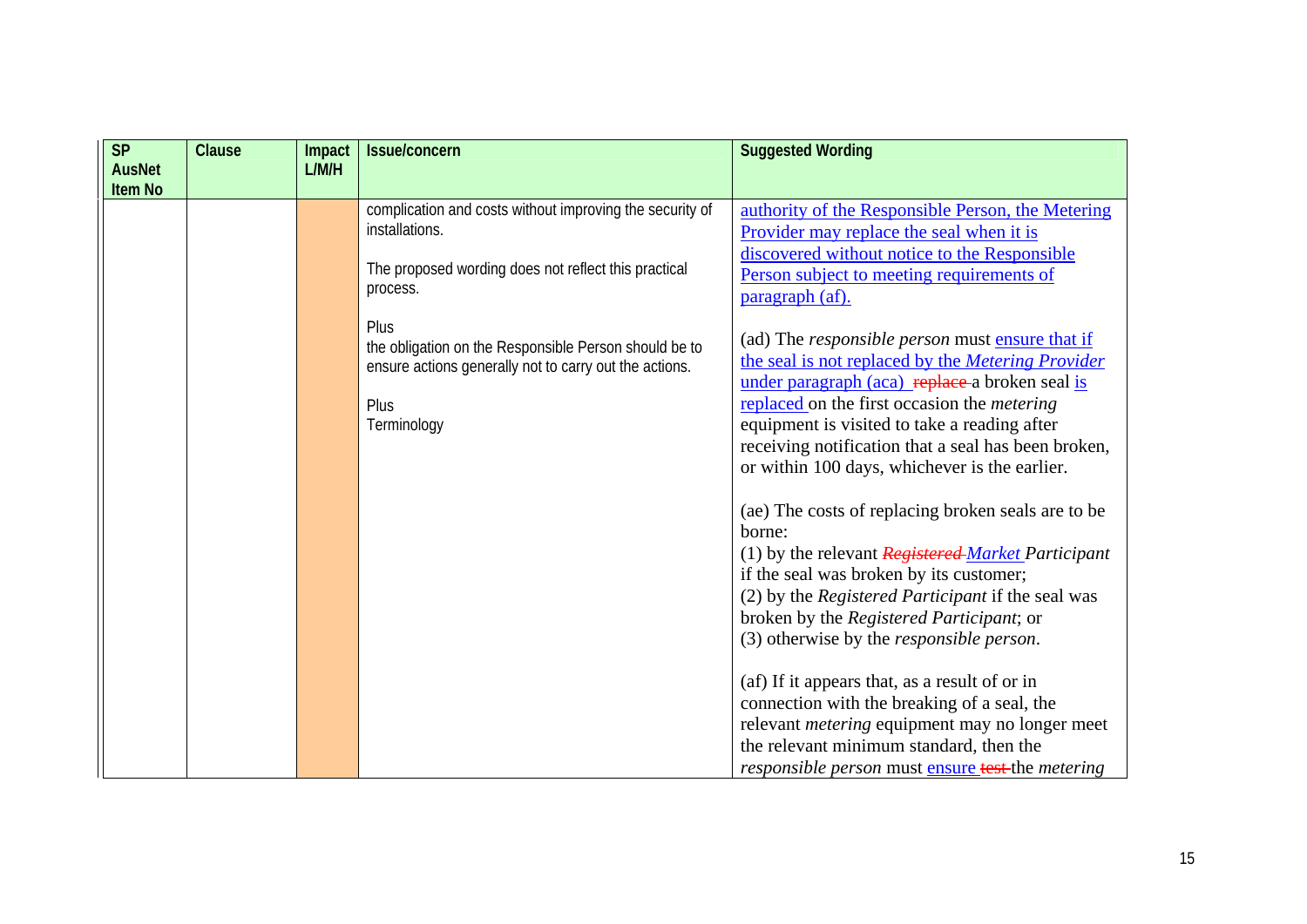| SP AusNet Item No | Clause | Impact L/M/H | Issue/concern | Suggested Wording |
|---|---|---|---|---|
| | | | complication and costs without improving the security of installations.<br><br>The proposed wording does not reflect this practical process.<br><br>Plus<br>the obligation on the Responsible Person should be to ensure actions generally not to carry out the actions.<br><br>Plus<br>Terminology | authority of the Responsible Person, the Metering Provider may replace the seal when it is discovered without notice to the Responsible Person subject to meeting requirements of paragraph (af).<br><br>(ad) The *responsible person* must ensure that if the seal is not replaced by the *Metering Provider* under paragraph (aca) ~~replace~~ a broken seal is replaced on the first occasion the *metering* equipment is visited to take a reading after receiving notification that a seal has been broken, or within 100 days, whichever is the earlier.<br><br>(ae) The costs of replacing broken seals are to be borne:<br>(1) by the relevant ~~*Registered*~~ *Market Participant* if the seal was broken by its customer;<br>(2) by the *Registered Participant* if the seal was broken by the *Registered Participant*; or<br>(3) otherwise by the *responsible person*.<br><br>(af) If it appears that, as a result of or in connection with the breaking of a seal, the relevant *metering* equipment may no longer meet the relevant minimum standard, then the *responsible person* must ensure ~~test~~ the *metering* |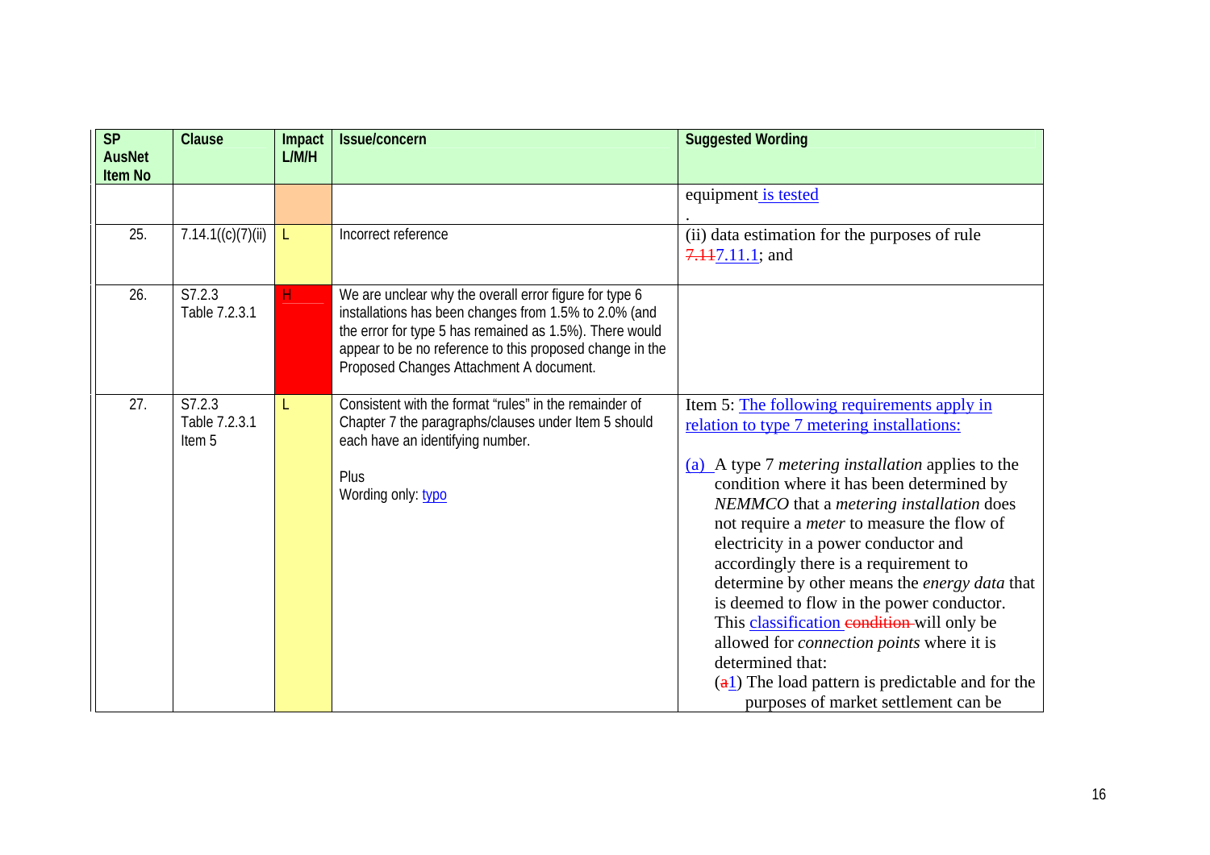| SP AusNet Item No | Clause | Impact L/M/H | Issue/concern | Suggested Wording |
|---|---|---|---|---|
| | | | | equipment is tested<br>. |
| 25. | 7.14.1((c)(7)(ii) | L | Incorrect reference | (ii) data estimation for the purposes of rule ~~7.11~~7.11.1; and |
| 26. | S7.2.3<br>Table 7.2.3.1 | H | We are unclear why the overall error figure for type 6 installations has been changes from 1.5% to 2.0% (and the error for type 5 has remained as 1.5%). There would appear to be no reference to this proposed change in the Proposed Changes Attachment A document. | |
| 27. | S7.2.3<br>Table 7.2.3.1<br>Item 5 | L | Consistent with the format "rules" in the remainder of Chapter 7 the paragraphs/clauses under Item 5 should each have an identifying number.<br><br>Plus<br>Wording only: typo | Item 5: The following requirements apply in relation to type 7 metering installations:<br><br>(a) A type 7 *metering installation* applies to the condition where it has been determined by *NEMMCO* that a *metering installation* does not require a *meter* to measure the flow of electricity in a power conductor and accordingly there is a requirement to determine by other means the *energy data* that is deemed to flow in the power conductor. This classification ~~condition~~ will only be allowed for *connection points* where it is determined that:<br>(~~a~~1) The load pattern is predictable and for the purposes of market settlement can be |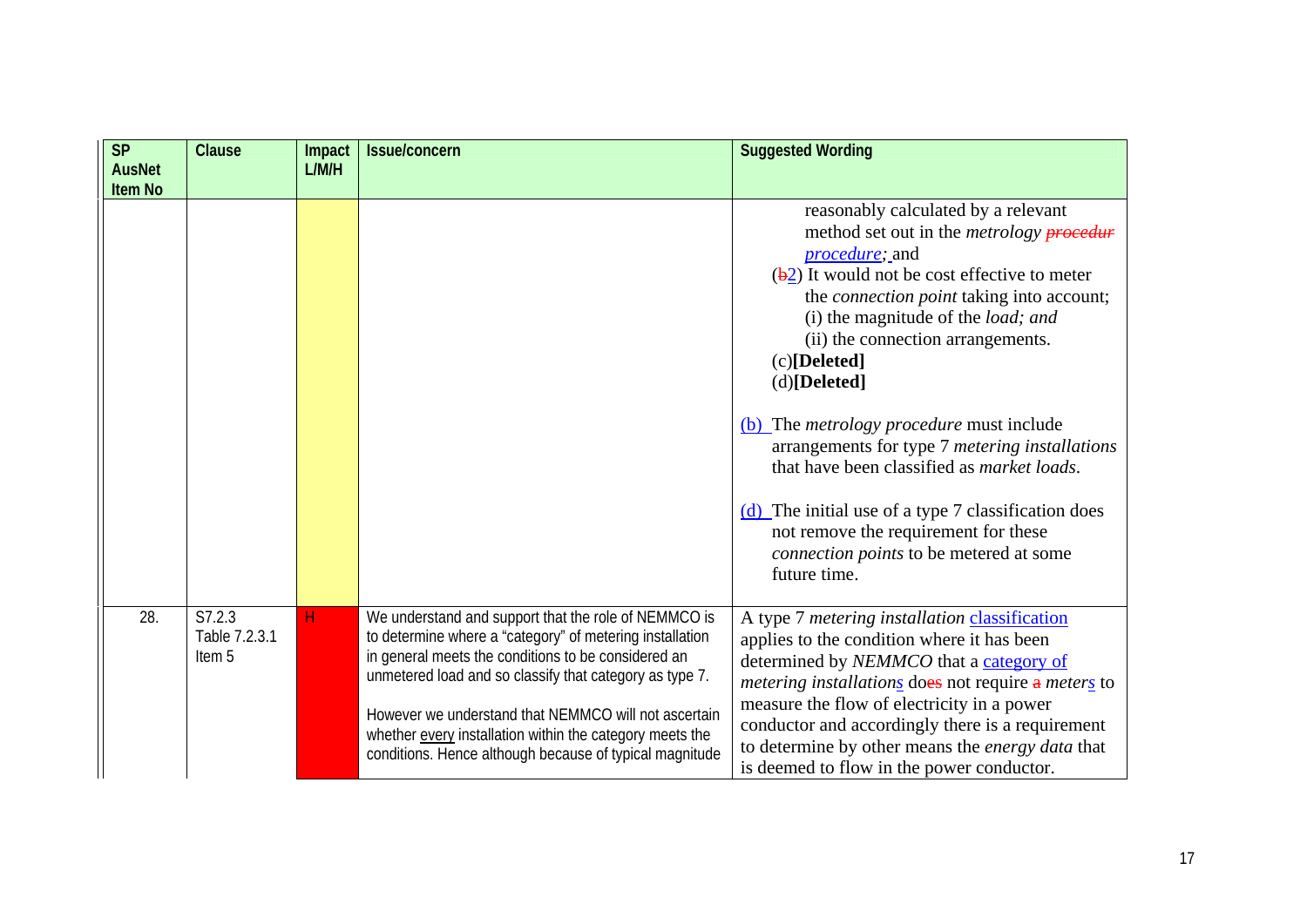| SP AusNet Item No | Clause | Impact L/M/H | Issue/concern | Suggested Wording |
|---|---|---|---|---|
| | | | | reasonably calculated by a relevant method set out in the *metrology* ~~*procedur*~~ *procedure*; and<br>(~~b~~2) It would not be cost effective to meter the *connection point* taking into account;<br>(i) the magnitude of the *load; and*<br>(ii) the connection arrangements.<br>(c)**[Deleted]**<br>(d)**[Deleted]**<br><br>(b) The *metrology procedure* must include arrangements for type 7 *metering installations* that have been classified as *market loads*.<br><br>(d) The initial use of a type 7 classification does not remove the requirement for these *connection points* to be metered at some future time. |
| 28. | S7.2.3 Table 7.2.3.1 Item 5 | H | We understand and support that the role of NEMMCO is to determine where a "category" of metering installation in general meets the conditions to be considered an unmetered load and so classify that category as type 7.<br><br>However we understand that NEMMCO will not ascertain whether every installation within the category meets the conditions. Hence although because of typical magnitude | A type 7 *metering installation* classification applies to the condition where it has been determined by *NEMMCO* that a category of *metering installations* do~~es~~ not require ~~a~~ *meters* to measure the flow of electricity in a power conductor and accordingly there is a requirement to determine by other means the *energy data* that is deemed to flow in the power conductor. |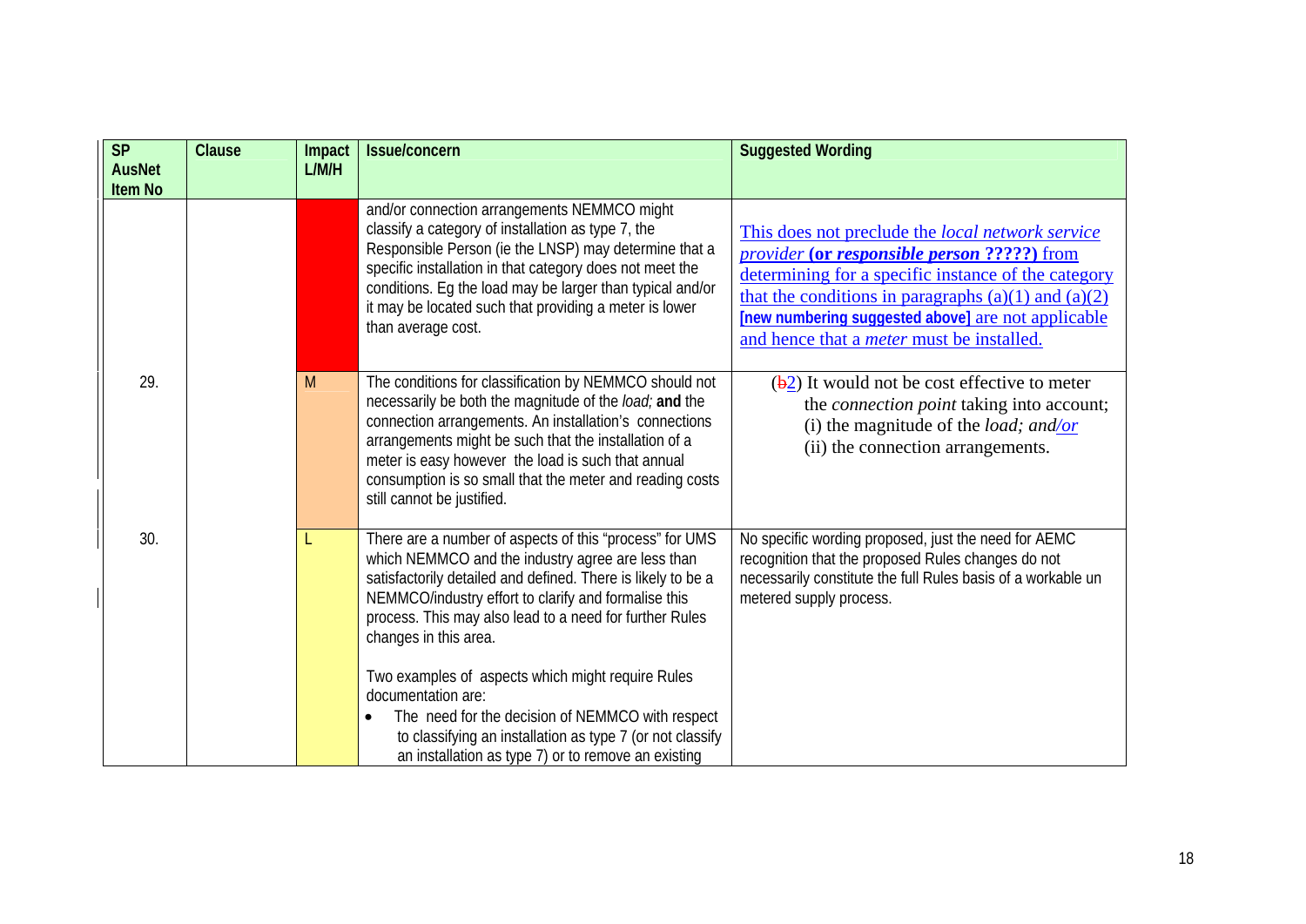| SP AusNet Item No | Clause | Impact L/M/H | Issue/concern | Suggested Wording |
|---|---|---|---|---|
| | | | and/or connection arrangements NEMMCO might classify a category of installation as type 7, the Responsible Person (ie the LNSP) may determine that a specific installation in that category does not meet the conditions. Eg the load may be larger than typical and/or it may be located such that providing a meter is lower than average cost. | This does not preclude the *local network service provider* **(or *responsible person* ?????)** from determining for a specific instance of the category that the conditions in paragraphs (a)(1) and (a)(2) **[new numbering suggested above]** are not applicable and hence that a *meter* must be installed. |
| 29. | | M | The conditions for classification by NEMMCO should not necessarily be both the magnitude of the *load;* **and** the connection arrangements. An installation's connections arrangements might be such that the installation of a meter is easy however the load is such that annual consumption is so small that the meter and reading costs still cannot be justified. | (~~b~~2) It would not be cost effective to meter the *connection point* taking into account; (i) the magnitude of the *load; and/or* (ii) the connection arrangements. |
| 30. | | L | There are a number of aspects of this "process" for UMS which NEMMCO and the industry agree are less than satisfactorily detailed and defined. There is likely to be a NEMMCO/industry effort to clarify and formalise this process. This may also lead to a need for further Rules changes in this area.<br><br>Two examples of aspects which might require Rules documentation are:<br>• The need for the decision of NEMMCO with respect to classifying an installation as type 7 (or not classify an installation as type 7) or to remove an existing | No specific wording proposed, just the need for AEMC recognition that the proposed Rules changes do not necessarily constitute the full Rules basis of a workable un metered supply process. |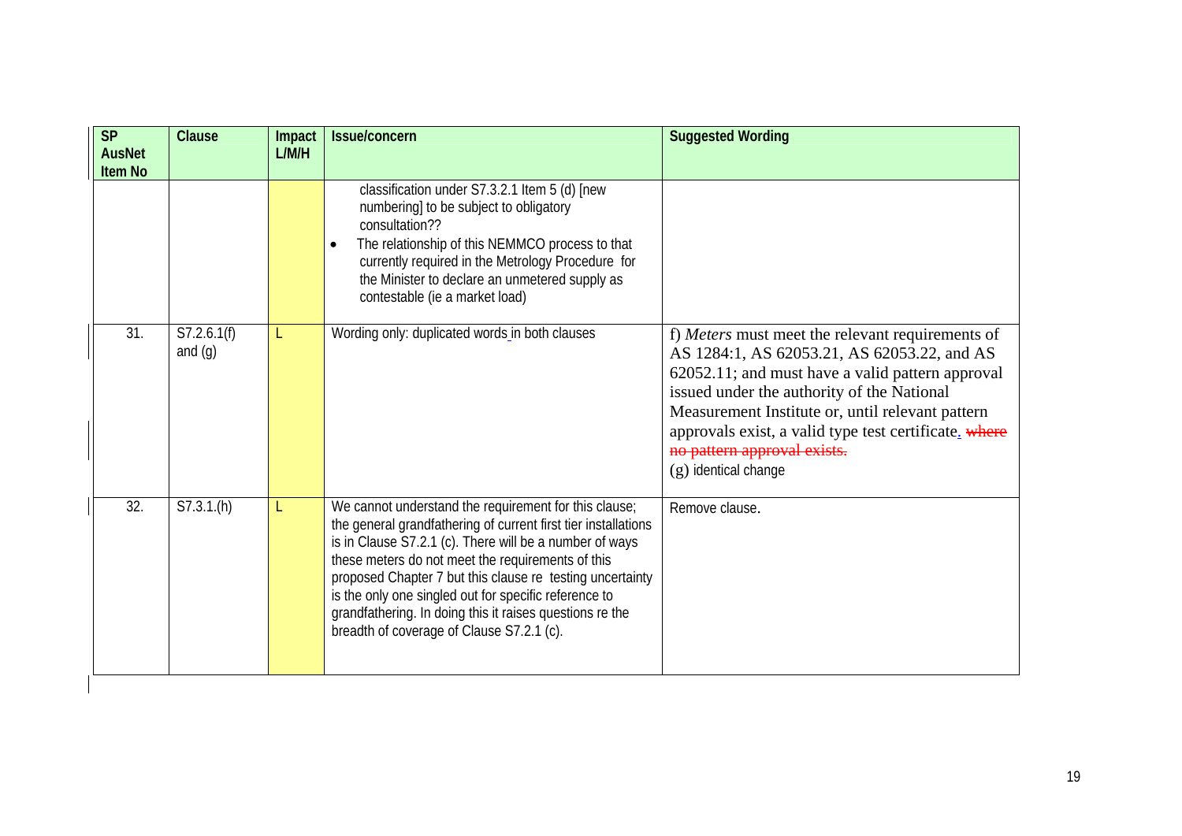| SP AusNet Item No | Clause | Impact L/M/H | Issue/concern | Suggested Wording |
|---|---|---|---|---|
| | | | classification under S7.3.2.1 Item 5 (d) [new numbering] to be subject to obligatory consultation??<br>• The relationship of this NEMMCO process to that currently required in the Metrology Procedure for the Minister to declare an unmetered supply as contestable (ie a market load) | |
| 31. | S7.2.6.1(f) and (g) | L | Wording only: duplicated words in both clauses | f) *Meters* must meet the relevant requirements of AS 1284:1, AS 62053.21, AS 62053.22, and AS 62052.11; and must have a valid pattern approval issued under the authority of the National Measurement Institute or, until relevant pattern approvals exist, a valid type test certificate. ~~where no pattern approval exists.~~<br>(g) identical change |
| 32. | S7.3.1.(h) | L | We cannot understand the requirement for this clause; the general grandfathering of current first tier installations is in Clause S7.2.1 (c). There will be a number of ways these meters do not meet the requirements of this proposed Chapter 7 but this clause re testing uncertainty is the only one singled out for specific reference to grandfathering. In doing this it raises questions re the breadth of coverage of Clause S7.2.1 (c). | Remove clause. |